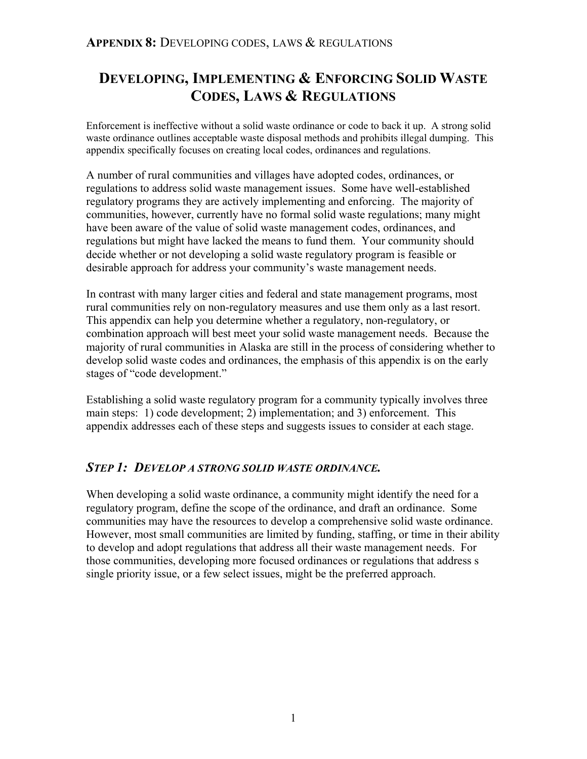**APPENDIX 8:** DEVELOPING CODES, LAWS & REGULATIONS

# DEVELOPING, IMPLEMENTING & ENFORCING SOLID WASTE CODES, LAWS & REGULATIONS

Enforcement is ineffective without a solid waste ordinance or code to back it up. A strong solid waste ordinance outlines acceptable waste disposal methods and prohibits illegal dumping. This appendix specifically focuses on creating local codes, ordinances and regulations.

A number of rural communities and villages have adopted codes, ordinances, or regulations to address solid waste management issues. Some have well-established regulatory programs they are actively implementing and enforcing. The majority of communities, however, currently have no formal solid waste regulations; many might have been aware of the value of solid waste management codes, ordinances, and regulations but might have lacked the means to fund them. Your community should decide whether or not developing a solid waste regulatory program is feasible or desirable approach for address your community's waste management needs.

In contrast with many larger cities and federal and state management programs, most rural communities rely on non-regulatory measures and use them only as a last resort. This appendix can help you determine whether a regulatory, non-regulatory, or combination approach will best meet your solid waste management needs. Because the majority of rural communities in Alaska are still in the process of considering whether to develop solid waste codes and ordinances, the emphasis of this appendix is on the early stages of "code development."

Establishing a solid waste regulatory program for a community typically involves three main steps: 1) code development; 2) implementation; and 3) enforcement. This appendix addresses each of these steps and suggests issues to consider at each stage.

## *STEP 1: DEVELOP A STRONG SOLID WASTE ORDINANCE.*

When developing a solid waste ordinance, a community might identify the need for a regulatory program, define the scope of the ordinance, and draft an ordinance. Some communities may have the resources to develop a comprehensive solid waste ordinance. However, most small communities are limited by funding, staffing, or time in their ability to develop and adopt regulations that address all their waste management needs. For those communities, developing more focused ordinances or regulations that address s single priority issue, or a few select issues, might be the preferred approach.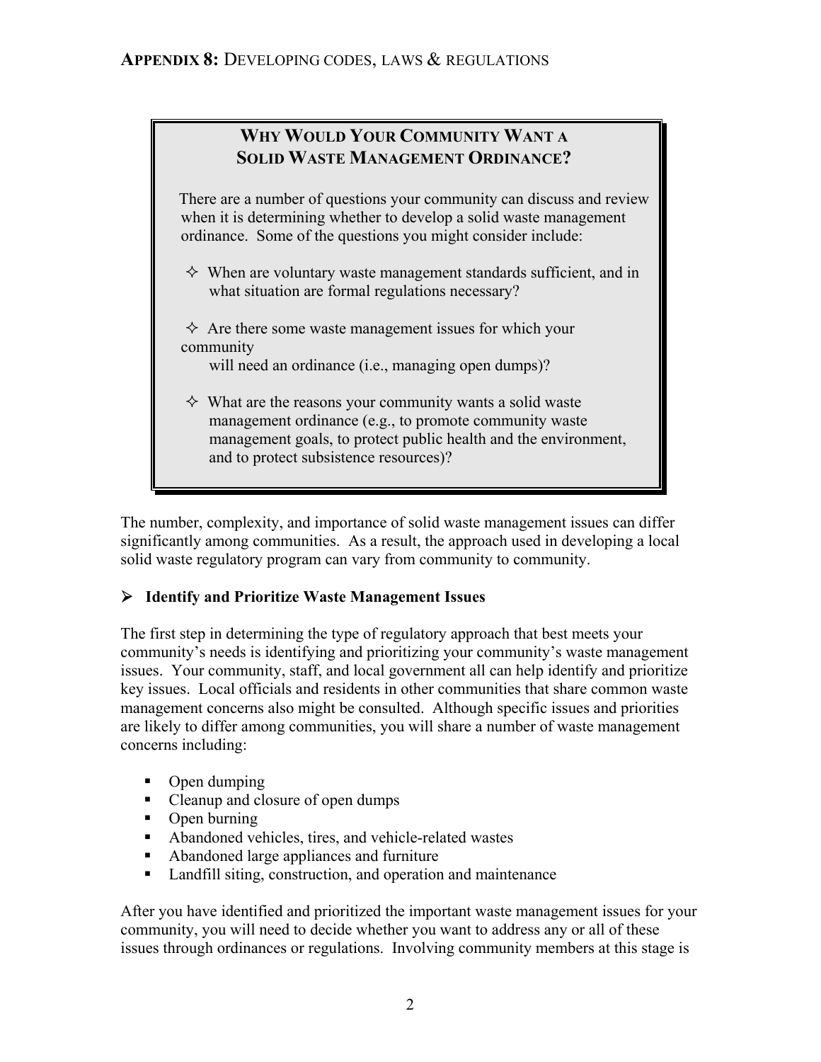## Why Would Your Community Want a Solid Waste Management Ordinance?

There are a number of questions your community can discuss and review when it is determining whether to develop a solid waste management ordinance. Some of the questions you might consider include:

- When are voluntary waste management standards sufficient, and in what situation are formal regulations necessary?
- Are there some waste management issues for which your community will need an ordinance (i.e., managing open dumps)?
- What are the reasons your community wants a solid waste management ordinance (e.g., to promote community waste management goals, to protect public health and the environment, and to protect subsistence resources)?

The number, complexity, and importance of solid waste management issues can differ significantly among communities. As a result, the approach used in developing a local solid waste regulatory program can vary from community to community.

### Identify and Prioritize Waste Management Issues

The first step in determining the type of regulatory approach that best meets your community's needs is identifying and prioritizing your community's waste management issues. Your community, staff, and local government all can help identify and prioritize key issues. Local officials and residents in other communities that share common waste management concerns also might be consulted. Although specific issues and priorities are likely to differ among communities, you will share a number of waste management concerns including:

- Open dumping
- Cleanup and closure of open dumps
- Open burning
- Abandoned vehicles, tires, and vehicle-related wastes
- Abandoned large appliances and furniture
- Landfill siting, construction, and operation and maintenance

After you have identified and prioritized the important waste management issues for your community, you will need to decide whether you want to address any or all of these issues through ordinances or regulations. Involving community members at this stage is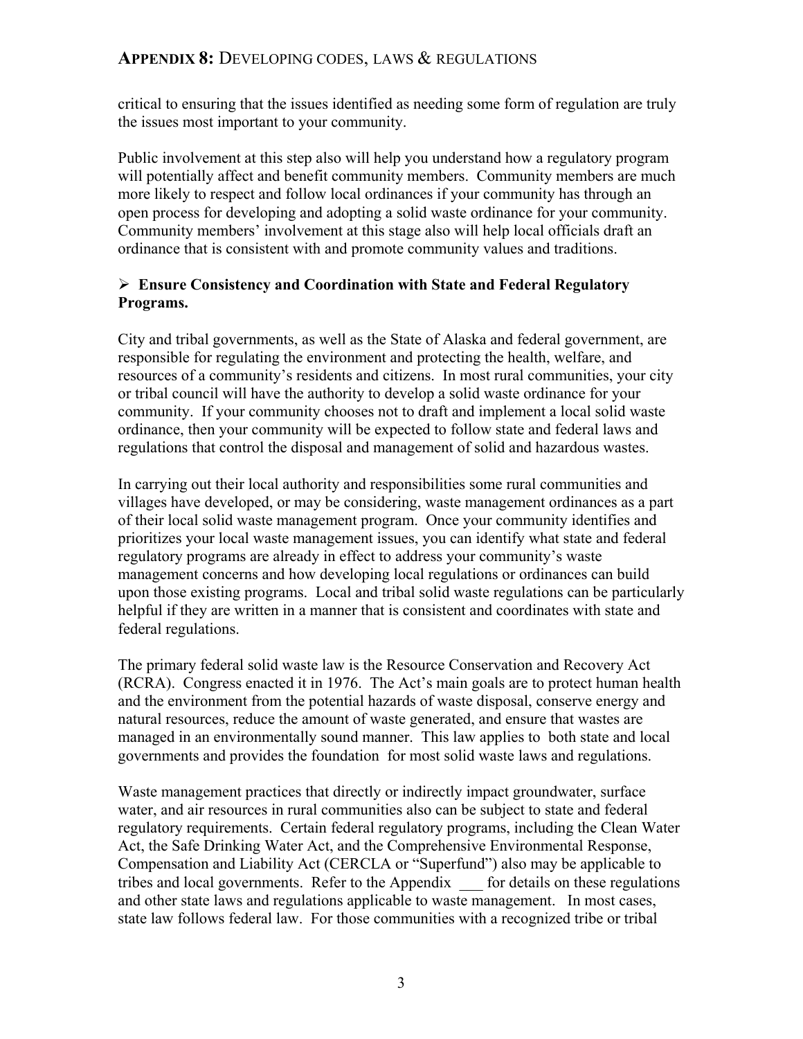critical to ensuring that the issues identified as needing some form of regulation are truly the issues most important to your community.

Public involvement at this step also will help you understand how a regulatory program will potentially affect and benefit community members. Community members are much more likely to respect and follow local ordinances if your community has through an open process for developing and adopting a solid waste ordinance for your community. Community members' involvement at this stage also will help local officials draft an ordinance that is consistent with and promote community values and traditions.

- **Ensure Consistency and Coordination with State and Federal Regulatory Programs.**

City and tribal governments, as well as the State of Alaska and federal government, are responsible for regulating the environment and protecting the health, welfare, and resources of a community's residents and citizens. In most rural communities, your city or tribal council will have the authority to develop a solid waste ordinance for your community. If your community chooses not to draft and implement a local solid waste ordinance, then your community will be expected to follow state and federal laws and regulations that control the disposal and management of solid and hazardous wastes.

In carrying out their local authority and responsibilities some rural communities and villages have developed, or may be considering, waste management ordinances as a part of their local solid waste management program. Once your community identifies and prioritizes your local waste management issues, you can identify what state and federal regulatory programs are already in effect to address your community's waste management concerns and how developing local regulations or ordinances can build upon those existing programs. Local and tribal solid waste regulations can be particularly helpful if they are written in a manner that is consistent and coordinates with state and federal regulations.

The primary federal solid waste law is the Resource Conservation and Recovery Act (RCRA). Congress enacted it in 1976. The Act's main goals are to protect human health and the environment from the potential hazards of waste disposal, conserve energy and natural resources, reduce the amount of waste generated, and ensure that wastes are managed in an environmentally sound manner. This law applies to both state and local governments and provides the foundation for most solid waste laws and regulations.

Waste management practices that directly or indirectly impact groundwater, surface water, and air resources in rural communities also can be subject to state and federal regulatory requirements. Certain federal regulatory programs, including the Clean Water Act, the Safe Drinking Water Act, and the Comprehensive Environmental Response, Compensation and Liability Act (CERCLA or "Superfund") also may be applicable to tribes and local governments. Refer to the Appendix ___ for details on these regulations and other state laws and regulations applicable to waste management. In most cases, state law follows federal law. For those communities with a recognized tribe or tribal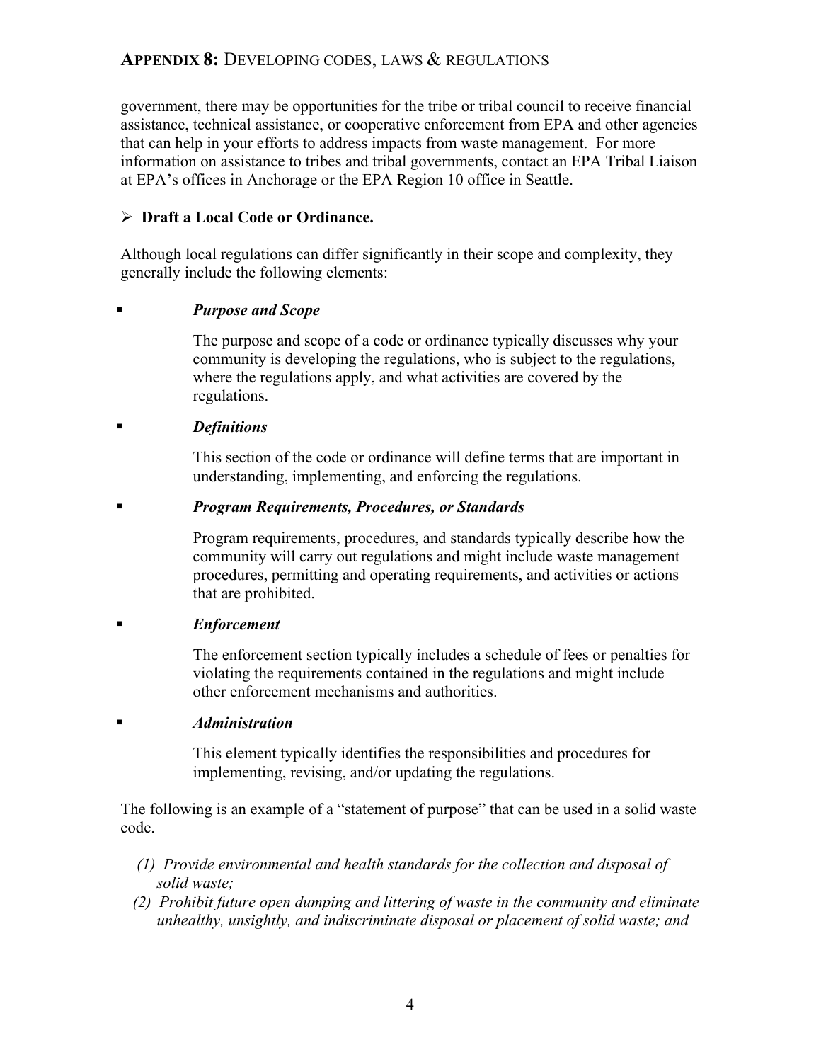government, there may be opportunities for the tribe or tribal council to receive financial assistance, technical assistance, or cooperative enforcement from EPA and other agencies that can help in your efforts to address impacts from waste management. For more information on assistance to tribes and tribal governments, contact an EPA Tribal Liaison at EPA's offices in Anchorage or the EPA Region 10 office in Seattle.

- **Draft a Local Code or Ordinance.**

Although local regulations can differ significantly in their scope and complexity, they generally include the following elements:

- ***Purpose and Scope***

  The purpose and scope of a code or ordinance typically discusses why your community is developing the regulations, who is subject to the regulations, where the regulations apply, and what activities are covered by the regulations.

- ***Definitions***

  This section of the code or ordinance will define terms that are important in understanding, implementing, and enforcing the regulations.

- ***Program Requirements, Procedures, or Standards***

  Program requirements, procedures, and standards typically describe how the community will carry out regulations and might include waste management procedures, permitting and operating requirements, and activities or actions that are prohibited.

- ***Enforcement***

  The enforcement section typically includes a schedule of fees or penalties for violating the requirements contained in the regulations and might include other enforcement mechanisms and authorities.

- ***Administration***

  This element typically identifies the responsibilities and procedures for implementing, revising, and/or updating the regulations.

The following is an example of a "statement of purpose" that can be used in a solid waste code.

*(1) Provide environmental and health standards for the collection and disposal of solid waste;*

*(2) Prohibit future open dumping and littering of waste in the community and eliminate unhealthy, unsightly, and indiscriminate disposal or placement of solid waste; and*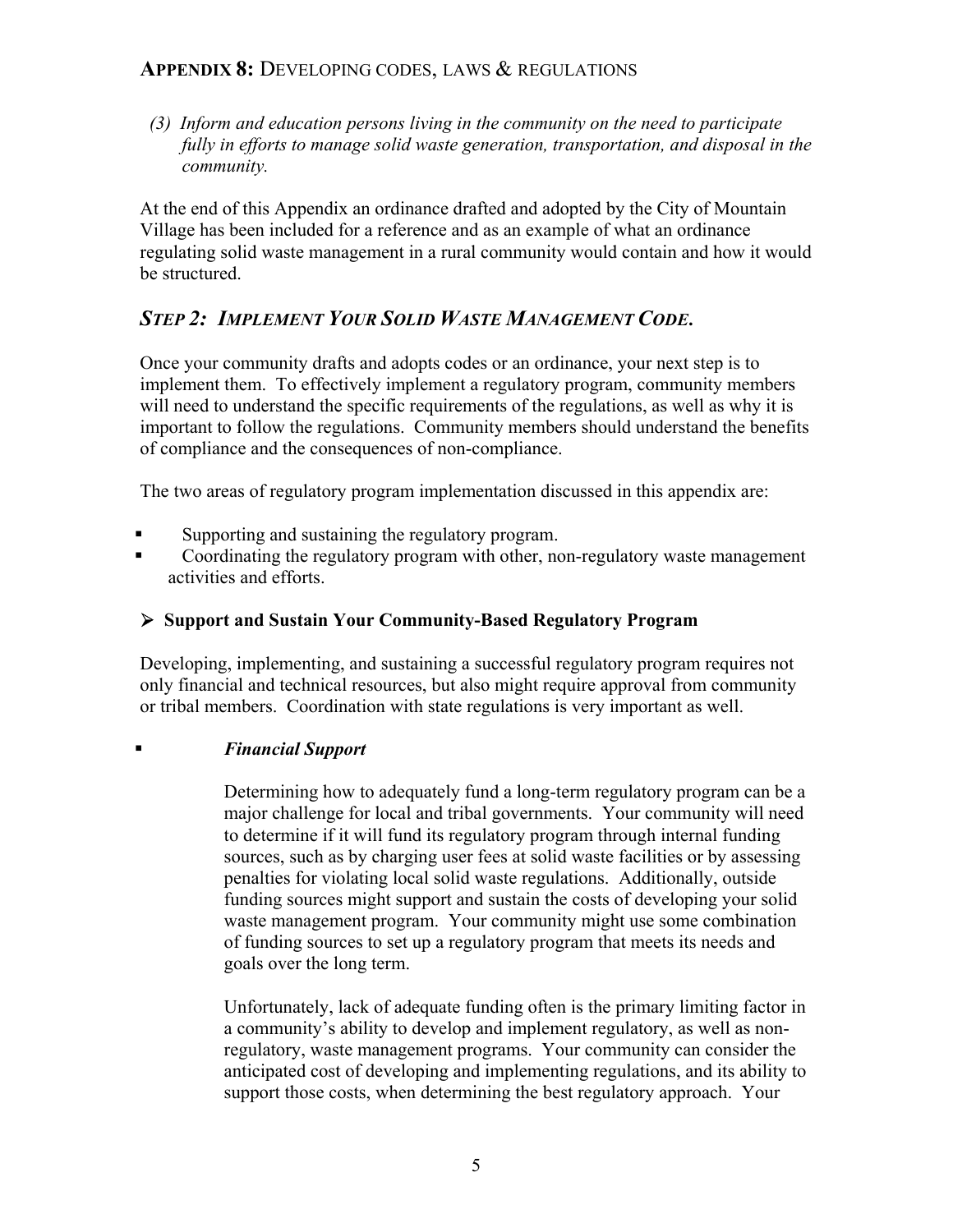# APPENDIX 8: DEVELOPING CODES, LAWS & REGULATIONS

*(3) Inform and education persons living in the community on the need to participate fully in efforts to manage solid waste generation, transportation, and disposal in the community.*

At the end of this Appendix an ordinance drafted and adopted by the City of Mountain Village has been included for a reference and as an example of what an ordinance regulating solid waste management in a rural community would contain and how it would be structured.

## *STEP 2: IMPLEMENT YOUR SOLID WASTE MANAGEMENT CODE.*

Once your community drafts and adopts codes or an ordinance, your next step is to implement them. To effectively implement a regulatory program, community members will need to understand the specific requirements of the regulations, as well as why it is important to follow the regulations. Community members should understand the benefits of compliance and the consequences of non-compliance.

The two areas of regulatory program implementation discussed in this appendix are:

- Supporting and sustaining the regulatory program.
- Coordinating the regulatory program with other, non-regulatory waste management activities and efforts.

### ➢ Support and Sustain Your Community-Based Regulatory Program

Developing, implementing, and sustaining a successful regulatory program requires not only financial and technical resources, but also might require approval from community or tribal members. Coordination with state regulations is very important as well.

- ***Financial Support***

  Determining how to adequately fund a long-term regulatory program can be a major challenge for local and tribal governments. Your community will need to determine if it will fund its regulatory program through internal funding sources, such as by charging user fees at solid waste facilities or by assessing penalties for violating local solid waste regulations. Additionally, outside funding sources might support and sustain the costs of developing your solid waste management program. Your community might use some combination of funding sources to set up a regulatory program that meets its needs and goals over the long term.

  Unfortunately, lack of adequate funding often is the primary limiting factor in a community's ability to develop and implement regulatory, as well as non-regulatory, waste management programs. Your community can consider the anticipated cost of developing and implementing regulations, and its ability to support those costs, when determining the best regulatory approach. Your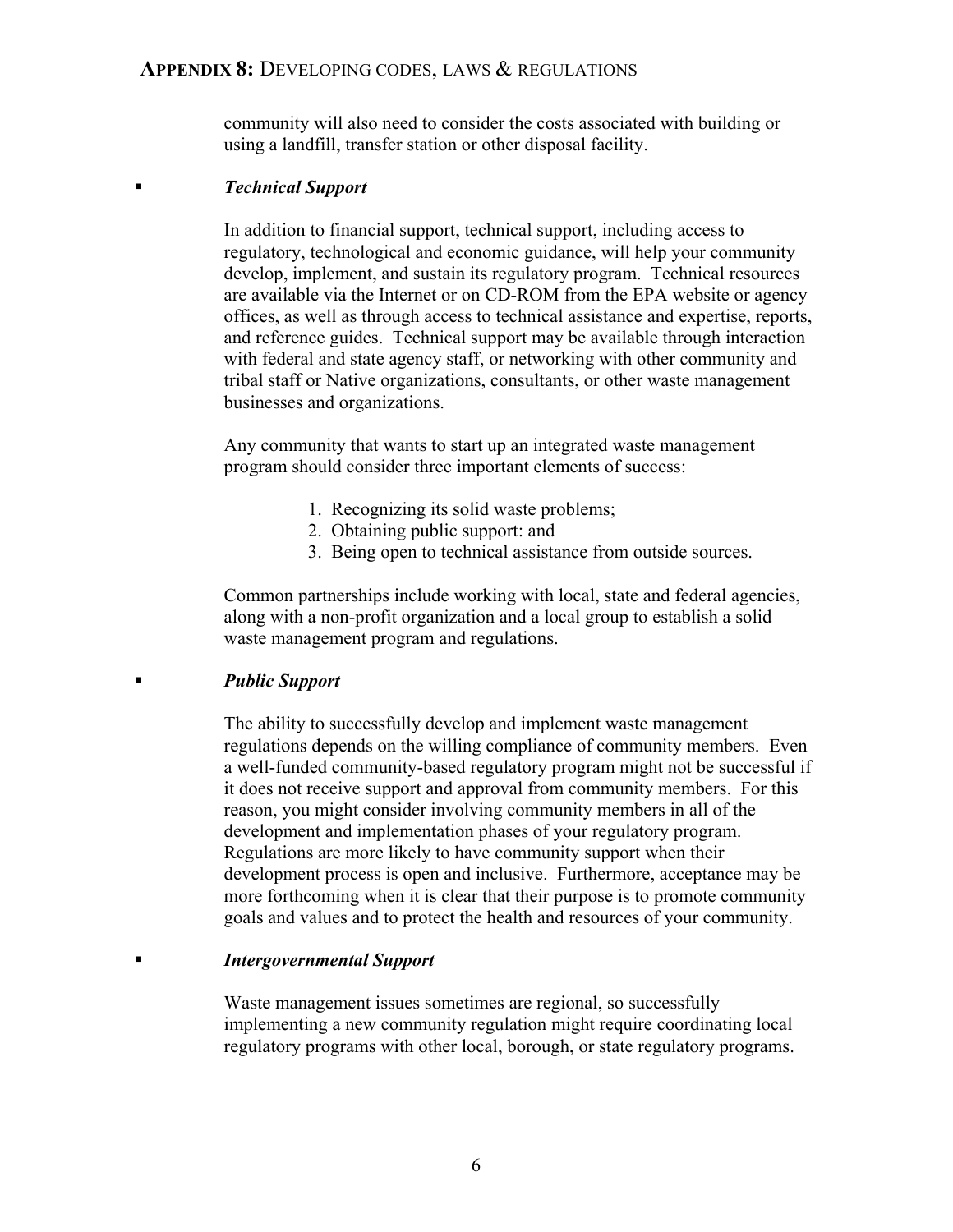community will also need to consider the costs associated with building or using a landfill, transfer station or other disposal facility.

- ***Technical Support***

  In addition to financial support, technical support, including access to regulatory, technological and economic guidance, will help your community develop, implement, and sustain its regulatory program. Technical resources are available via the Internet or on CD-ROM from the EPA website or agency offices, as well as through access to technical assistance and expertise, reports, and reference guides. Technical support may be available through interaction with federal and state agency staff, or networking with other community and tribal staff or Native organizations, consultants, or other waste management businesses and organizations.

  Any community that wants to start up an integrated waste management program should consider three important elements of success:

  1. Recognizing its solid waste problems;
  2. Obtaining public support: and
  3. Being open to technical assistance from outside sources.

  Common partnerships include working with local, state and federal agencies, along with a non-profit organization and a local group to establish a solid waste management program and regulations.

- ***Public Support***

  The ability to successfully develop and implement waste management regulations depends on the willing compliance of community members. Even a well-funded community-based regulatory program might not be successful if it does not receive support and approval from community members. For this reason, you might consider involving community members in all of the development and implementation phases of your regulatory program. Regulations are more likely to have community support when their development process is open and inclusive. Furthermore, acceptance may be more forthcoming when it is clear that their purpose is to promote community goals and values and to protect the health and resources of your community.

- ***Intergovernmental Support***

  Waste management issues sometimes are regional, so successfully implementing a new community regulation might require coordinating local regulatory programs with other local, borough, or state regulatory programs.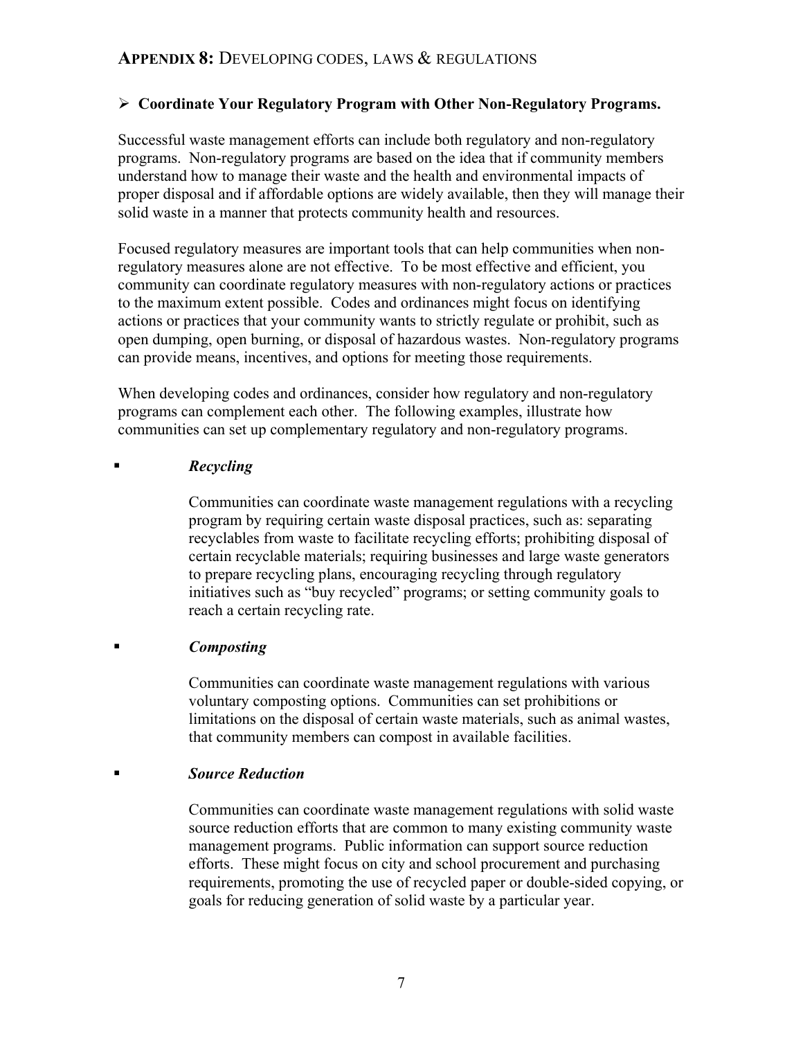## APPENDIX 8: DEVELOPING CODES, LAWS & REGULATIONS

- **Coordinate Your Regulatory Program with Other Non-Regulatory Programs.**

Successful waste management efforts can include both regulatory and non-regulatory programs. Non-regulatory programs are based on the idea that if community members understand how to manage their waste and the health and environmental impacts of proper disposal and if affordable options are widely available, then they will manage their solid waste in a manner that protects community health and resources.

Focused regulatory measures are important tools that can help communities when non-regulatory measures alone are not effective. To be most effective and efficient, you community can coordinate regulatory measures with non-regulatory actions or practices to the maximum extent possible. Codes and ordinances might focus on identifying actions or practices that your community wants to strictly regulate or prohibit, such as open dumping, open burning, or disposal of hazardous wastes. Non-regulatory programs can provide means, incentives, and options for meeting those requirements.

When developing codes and ordinances, consider how regulatory and non-regulatory programs can complement each other. The following examples, illustrate how communities can set up complementary regulatory and non-regulatory programs.

- ***Recycling***

  Communities can coordinate waste management regulations with a recycling program by requiring certain waste disposal practices, such as: separating recyclables from waste to facilitate recycling efforts; prohibiting disposal of certain recyclable materials; requiring businesses and large waste generators to prepare recycling plans, encouraging recycling through regulatory initiatives such as "buy recycled" programs; or setting community goals to reach a certain recycling rate.

- ***Composting***

  Communities can coordinate waste management regulations with various voluntary composting options. Communities can set prohibitions or limitations on the disposal of certain waste materials, such as animal wastes, that community members can compost in available facilities.

- ***Source Reduction***

  Communities can coordinate waste management regulations with solid waste source reduction efforts that are common to many existing community waste management programs. Public information can support source reduction efforts. These might focus on city and school procurement and purchasing requirements, promoting the use of recycled paper or double-sided copying, or goals for reducing generation of solid waste by a particular year.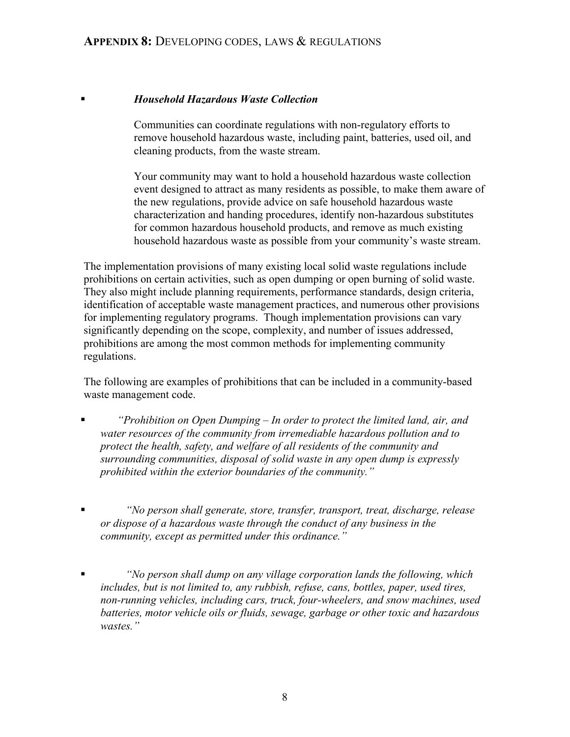- ***Household Hazardous Waste Collection***

  Communities can coordinate regulations with non-regulatory efforts to remove household hazardous waste, including paint, batteries, used oil, and cleaning products, from the waste stream.

  Your community may want to hold a household hazardous waste collection event designed to attract as many residents as possible, to make them aware of the new regulations, provide advice on safe household hazardous waste characterization and handing procedures, identify non-hazardous substitutes for common hazardous household products, and remove as much existing household hazardous waste as possible from your community's waste stream.

The implementation provisions of many existing local solid waste regulations include prohibitions on certain activities, such as open dumping or open burning of solid waste. They also might include planning requirements, performance standards, design criteria, identification of acceptable waste management practices, and numerous other provisions for implementing regulatory programs. Though implementation provisions can vary significantly depending on the scope, complexity, and number of issues addressed, prohibitions are among the most common methods for implementing community regulations.

The following are examples of prohibitions that can be included in a community-based waste management code.

- *"Prohibition on Open Dumping – In order to protect the limited land, air, and water resources of the community from irremediable hazardous pollution and to protect the health, safety, and welfare of all residents of the community and surrounding communities, disposal of solid waste in any open dump is expressly prohibited within the exterior boundaries of the community."*

- *"No person shall generate, store, transfer, transport, treat, discharge, release or dispose of a hazardous waste through the conduct of any business in the community, except as permitted under this ordinance."*

- *"No person shall dump on any village corporation lands the following, which includes, but is not limited to, any rubbish, refuse, cans, bottles, paper, used tires, non-running vehicles, including cars, truck, four-wheelers, and snow machines, used batteries, motor vehicle oils or fluids, sewage, garbage or other toxic and hazardous wastes."*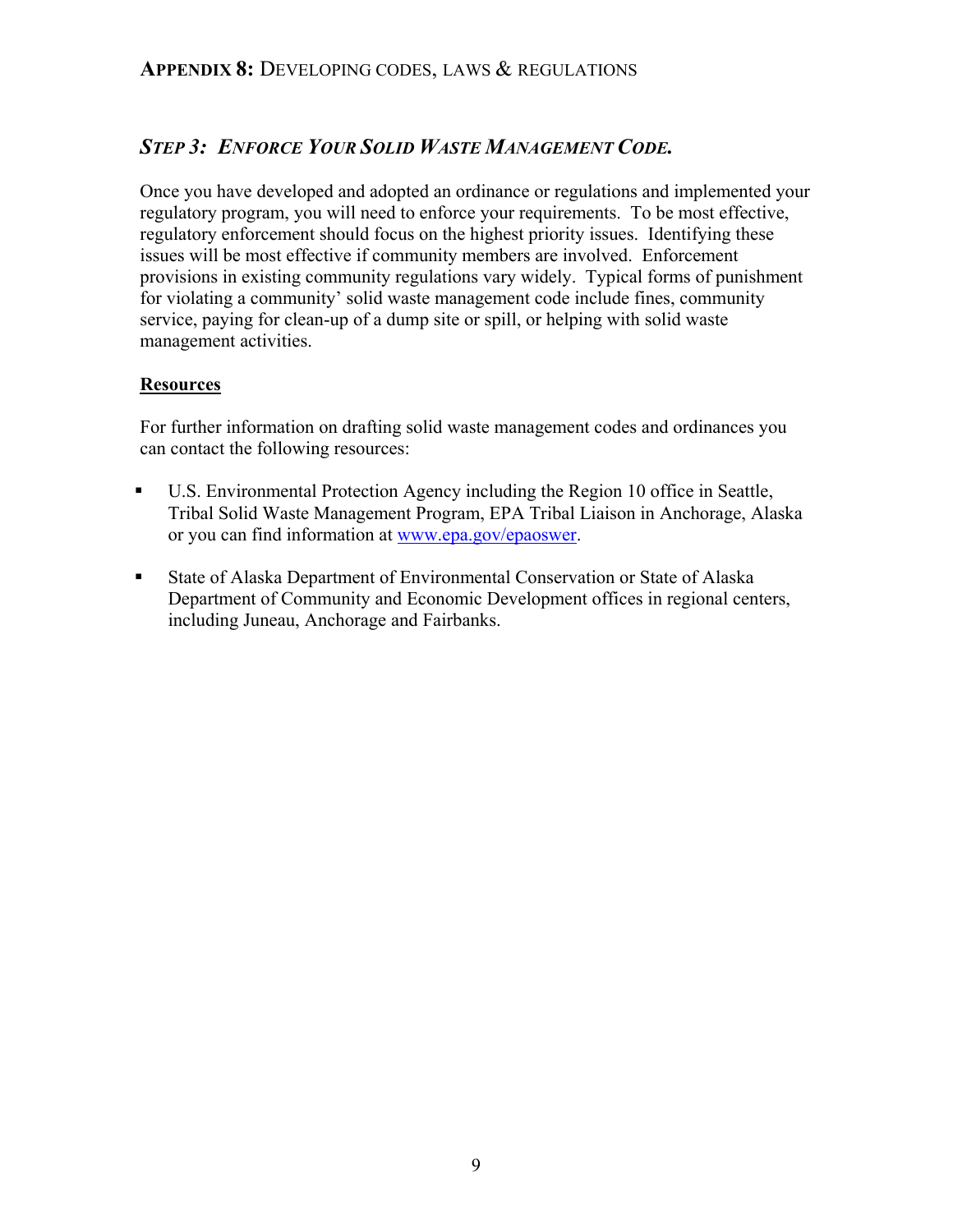## *Step 3: Enforce Your Solid Waste Management Code.*

Once you have developed and adopted an ordinance or regulations and implemented your regulatory program, you will need to enforce your requirements. To be most effective, regulatory enforcement should focus on the highest priority issues. Identifying these issues will be most effective if community members are involved. Enforcement provisions in existing community regulations vary widely. Typical forms of punishment for violating a community' solid waste management code include fines, community service, paying for clean-up of a dump site or spill, or helping with solid waste management activities.

**Resources**

For further information on drafting solid waste management codes and ordinances you can contact the following resources:

- U.S. Environmental Protection Agency including the Region 10 office in Seattle, Tribal Solid Waste Management Program, EPA Tribal Liaison in Anchorage, Alaska or you can find information at www.epa.gov/epaoswer.
- State of Alaska Department of Environmental Conservation or State of Alaska Department of Community and Economic Development offices in regional centers, including Juneau, Anchorage and Fairbanks.